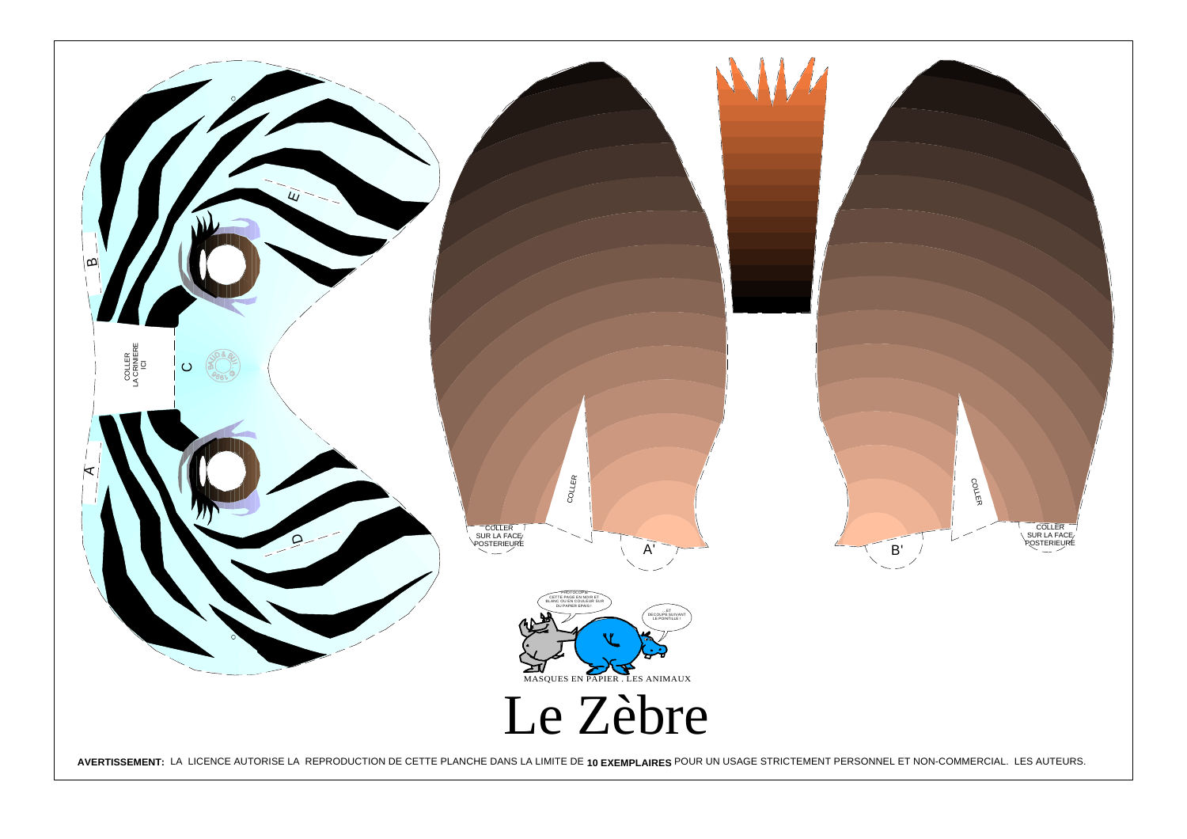COLLER LA CRINIERE ICI

B

C

A

E

D

COLLER

COLLER SUR LA FACE POSTERIEURE

A'

B'

COLLER

COLLER SUR LA FACE POSTERIEURE

PHOTOCOPIE CETTE PAGE EN NOIR ET BLANC OU EN COULEUR SUR DU PAPIER EPAIS !

...ET DECOUPE SUIVANT LE POINTILLE !

MASQUES EN PAPIER . LES ANIMAUX

# Le Zèbre

**AVERTISSEMENT:** LA LICENCE AUTORISE LA REPRODUCTION DE CETTE PLANCHE DANS LA LIMITE DE **10 EXEMPLAIRES** POUR UN USAGE STRICTEMENT PERSONNEL ET NON-COMMERCIAL. LES AUTEURS.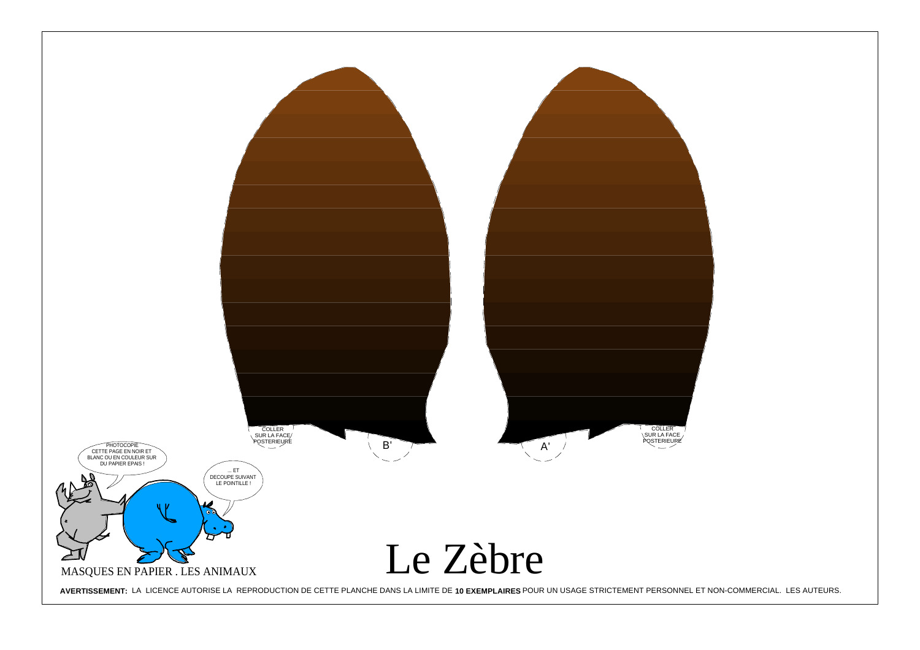COLLER SUR LA FACE POSTERIEURE

B'

A'

COLLER SUR LA FACE POSTERIEURE

PHOTOCOPIE CETTE PAGE EN NOIR ET BLANC OU EN COULEUR SUR DU PAPIER EPAIS !

... ET DECOUPE SUIVANT LE POINTILLE !

MASQUES EN PAPIER . LES ANIMAUX

# Le Zèbre

**AVERTISSEMENT:** LA LICENCE AUTORISE LA REPRODUCTION DE CETTE PLANCHE DANS LA LIMITE DE **10 EXEMPLAIRES** POUR UN USAGE STRICTEMENT PERSONNEL ET NON-COMMERCIAL. LES AUTEURS.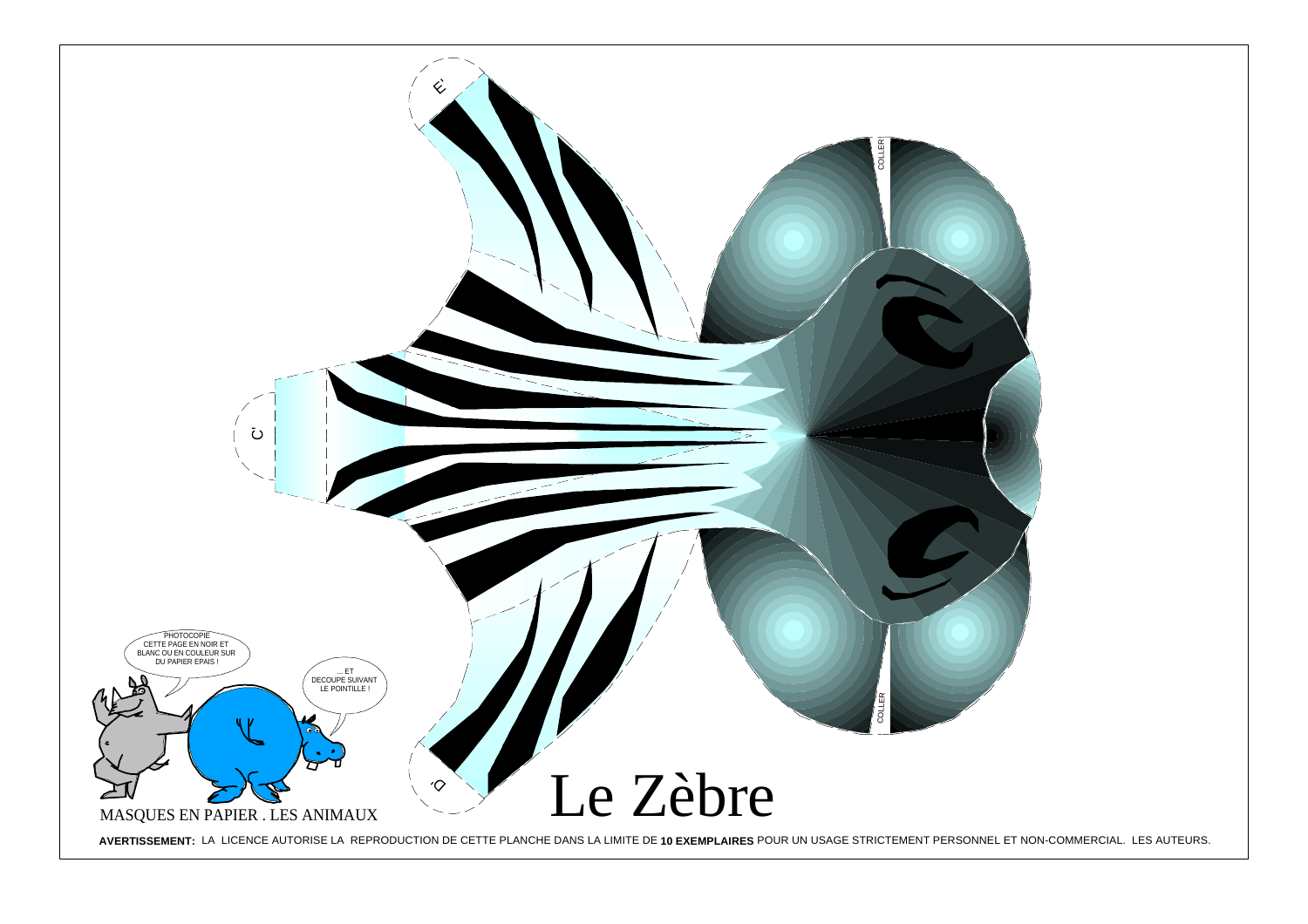# Le Zèbre

E'

C'

D'

COLLER

COLLER

PHOTOCOPIE CETTE PAGE EN NOIR ET BLANC OU EN COULEUR SUR DU PAPIER EPAIS !

... ET DECOUPE SUIVANT LE POINTILLE !

MASQUES EN PAPIER . LES ANIMAUX

**AVERTISSEMENT:** LA LICENCE AUTORISE LA REPRODUCTION DE CETTE PLANCHE DANS LA LIMITE DE **10 EXEMPLAIRES** POUR UN USAGE STRICTEMENT PERSONNEL ET NON-COMMERCIAL. LES AUTEURS.